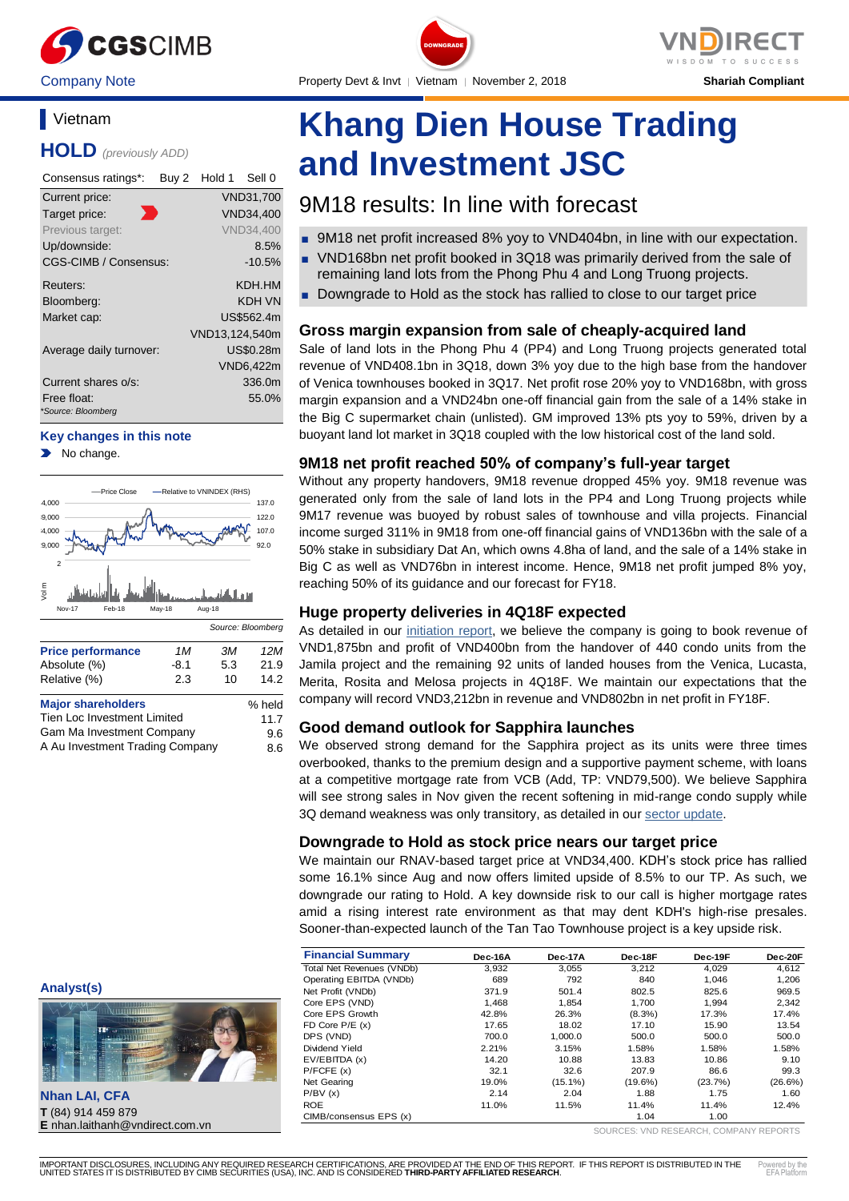Company Note | Property Devt & Invt | Vietnam | November 2, 2018 | Shariah Compliant

## Vietnam

**HOLD** *(previously ADD)*

| Consensus ratings*: | Buy 2 | Hold 1 | Sell 0 |
|---|---|---|---|

| | |
|---|---|
| Current price: | VND31,700 |
| Target price: | VND34,400 |
| Previous target: | VND34,400 |
| Up/downside: | 8.5% |
| CGS-CIMB / Consensus: | -10.5% |
| Reuters: | KDH.HM |
| Bloomberg: | KDH VN |
| Market cap: | US$562.4m |
| | VND13,124,540m |
| Average daily turnover: | US$0.28m |
| | VND6,422m |
| Current shares o/s: | 336.0m |
| Free float: | 55.0% |

*Source: Bloomberg

**Key changes in this note**

- No change.

Source: Bloomberg

| Price performance | 1M | 3M | 12M |
|---|---|---|---|
| Absolute (%) | -8.1 | 5.3 | 21.9 |
| Relative (%) | 2.3 | 10 | 14.2 |

| Major shareholders | % held |
|---|---|
| Tien Loc Investment Limited | 11.7 |
| Gam Ma Investment Company | 9.6 |
| A Au Investment Trading Company | 8.6 |

**Analyst(s)**

**Nhan LAI, CFA**
**T** (84) 914 459 879
**E** nhan.laithanh@vndirect.com.vn

# Khang Dien House Trading and Investment JSC

## 9M18 results: In line with forecast

- 9M18 net profit increased 8% yoy to VND404bn, in line with our expectation.
- VND168bn net profit booked in 3Q18 was primarily derived from the sale of remaining land lots from the Phong Phu 4 and Long Truong projects.
- Downgrade to Hold as the stock has rallied to close to our target price

### Gross margin expansion from sale of cheaply-acquired land

Sale of land lots in the Phong Phu 4 (PP4) and Long Truong projects generated total revenue of VND408.1bn in 3Q18, down 3% yoy due to the high base from the handover of Venica townhouses booked in 3Q17. Net profit rose 20% yoy to VND168bn, with gross margin expansion and a VND24bn one-off financial gain from the sale of a 14% stake in the Big C supermarket chain (unlisted). GM improved 13% pts yoy to 59%, driven by a buoyant land lot market in 3Q18 coupled with the low historical cost of the land sold.

### 9M18 net profit reached 50% of company's full-year target

Without any property handovers, 9M18 revenue dropped 45% yoy. 9M18 revenue was generated only from the sale of land lots in the PP4 and Long Truong projects while 9M17 revenue was buoyed by robust sales of townhouse and villa projects. Financial income surged 311% in 9M18 from one-off financial gains of VND136bn with the sale of a 50% stake in subsidiary Dat An, which owns 4.8ha of land, and the sale of a 14% stake in Big C as well as VND76bn in interest income. Hence, 9M18 net profit jumped 8% yoy, reaching 50% of its guidance and our forecast for FY18.

### Huge property deliveries in 4Q18F expected

As detailed in our initiation report, we believe the company is going to book revenue of VND1,875bn and profit of VND400bn from the handover of 440 condo units from the Jamila project and the remaining 92 units of landed houses from the Venica, Lucasta, Merita, Rosita and Melosa projects in 4Q18F. We maintain our expectations that the company will record VND3,212bn in revenue and VND802bn in net profit in FY18F.

### Good demand outlook for Sapphira launches

We observed strong demand for the Sapphira project as its units were three times overbooked, thanks to the premium design and a supportive payment scheme, with loans at a competitive mortgage rate from VCB (Add, TP: VND79,500). We believe Sapphira will see strong sales in Nov given the recent softening in mid-range condo supply while 3Q demand weakness was only transitory, as detailed in our sector update.

### Downgrade to Hold as stock price nears our target price

We maintain our RNAV-based target price at VND34,400. KDH's stock price has rallied some 16.1% since Aug and now offers limited upside of 8.5% to our TP. As such, we downgrade our rating to Hold. A key downside risk to our call is higher mortgage rates amid a rising interest rate environment as that may dent KDH's high-rise presales. Sooner-than-expected launch of the Tan Tao Townhouse project is a key upside risk.

| Financial Summary | Dec-16A | Dec-17A | Dec-18F | Dec-19F | Dec-20F |
|---|---|---|---|---|---|
| Total Net Revenues (VNDb) | 3,932 | 3,055 | 3,212 | 4,029 | 4,612 |
| Operating EBITDA (VNDb) | 689 | 792 | 840 | 1,046 | 1,206 |
| Net Profit (VNDb) | 371.9 | 501.4 | 802.5 | 825.6 | 969.5 |
| Core EPS (VND) | 1,468 | 1,854 | 1,700 | 1,994 | 2,342 |
| Core EPS Growth | 42.8% | 26.3% | (8.3%) | 17.3% | 17.4% |
| FD Core P/E (x) | 17.65 | 18.02 | 17.10 | 15.90 | 13.54 |
| DPS (VND) | 700.0 | 1,000.0 | 500.0 | 500.0 | 500.0 |
| Dividend Yield | 2.21% | 3.15% | 1.58% | 1.58% | 1.58% |
| EV/EBITDA (x) | 14.20 | 10.88 | 13.83 | 10.86 | 9.10 |
| P/FCFE (x) | 32.1 | 32.6 | 207.9 | 86.6 | 99.3 |
| Net Gearing | 19.0% | (15.1%) | (19.6%) | (23.7%) | (26.6%) |
| P/BV (x) | 2.14 | 2.04 | 1.88 | 1.75 | 1.60 |
| ROE | 11.0% | 11.5% | 11.4% | 11.4% | 12.4% |
| CIMB/consensus EPS (x) | | | 1.04 | 1.00 | |

SOURCES: VND RESEARCH, COMPANY REPORTS

IMPORTANT DISCLOSURES, INCLUDING ANY REQUIRED RESEARCH CERTIFICATIONS, ARE PROVIDED AT THE END OF THIS REPORT. IF THIS REPORT IS DISTRIBUTED IN THE UNITED STATES IT IS DISTRIBUTED BY CIMB SECURITIES (USA), INC. AND IS CONSIDERED **THIRD-PARTY AFFILIATED RESEARCH**.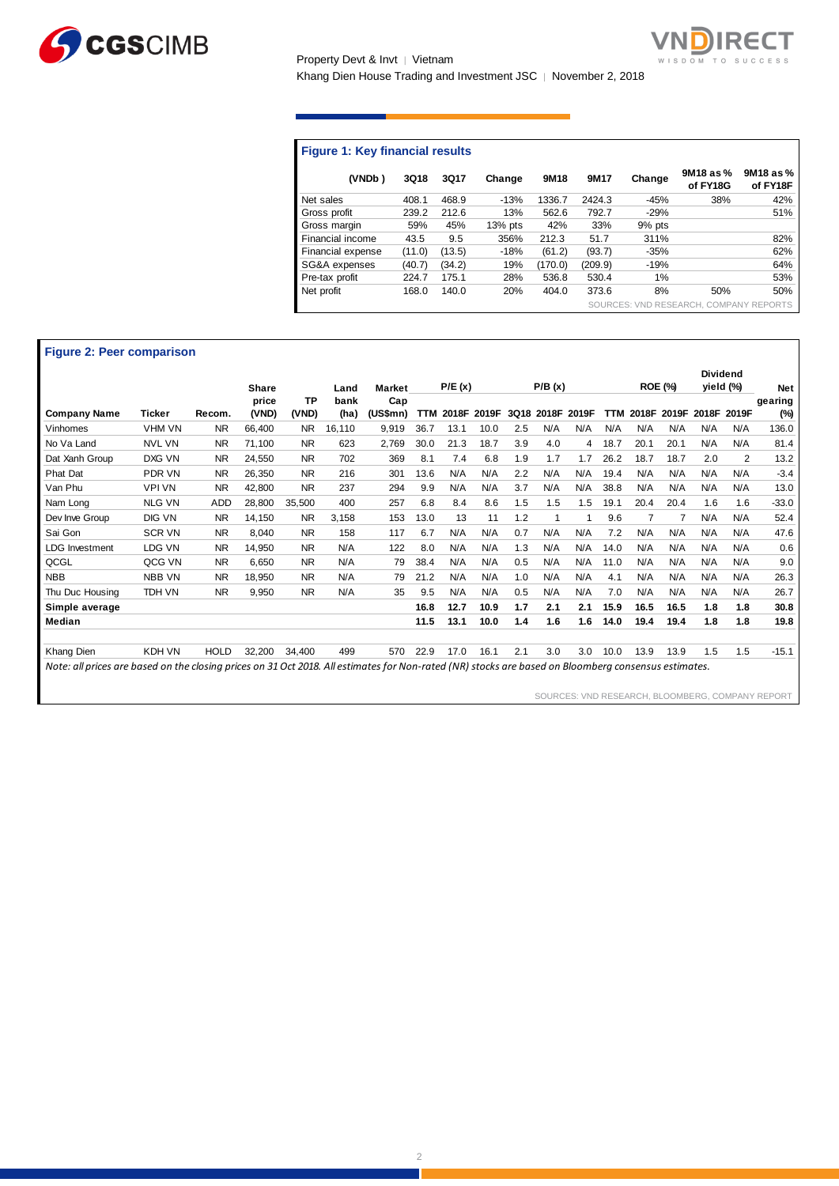#### Figure 1: Key financial results

| (VNDb) | 3Q18 | 3Q17 | Change | 9M18 | 9M17 | Change | 9M18 as % of FY18G | 9M18 as % of FY18F |
|---|---|---|---|---|---|---|---|---|
| Net sales | 408.1 | 468.9 | -13% | 1336.7 | 2424.3 | -45% | 38% | 42% |
| Gross profit | 239.2 | 212.6 | 13% | 562.6 | 792.7 | -29% | | 51% |
| Gross margin | 59% | 45% | 13% pts | 42% | 33% | 9% pts | | |
| Financial income | 43.5 | 9.5 | 356% | 212.3 | 51.7 | 311% | | 82% |
| Financial expense | (11.0) | (13.5) | -18% | (61.2) | (93.7) | -35% | | 62% |
| SG&A expenses | (40.7) | (34.2) | 19% | (170.0) | (209.9) | -19% | | 64% |
| Pre-tax profit | 224.7 | 175.1 | 28% | 536.8 | 530.4 | 1% | | 53% |
| Net profit | 168.0 | 140.0 | 20% | 404.0 | 373.6 | 8% | 50% | 50% |

SOURCES: VND RESEARCH, COMPANY REPORTS

#### Figure 2: Peer comparison

| Company Name | Ticker | Recom. | Share price (VND) | TP (VND) | Land bank (ha) | Market Cap (US$mn) | P/E (x) | | | P/B (x) | | | ROE (%) | | | Dividend yield (%) | | Net gearing (%) |
|---|---|---|---|---|---|---|---|---|---|---|---|---|---|---|---|---|---|---|
| | | | | | | | TTM | 2018F | 2019F | 3Q18 | 2018F | 2019F | TTM | 2018F | 2019F | 2018F | 2019F | |
| Vinhomes | VHM VN | NR | 66,400 | NR | 16,110 | 9,919 | 36.7 | 13.1 | 10.0 | 2.5 | N/A | N/A | N/A | N/A | N/A | N/A | N/A | 136.0 |
| No Va Land | NVL VN | NR | 71,100 | NR | 623 | 2,769 | 30.0 | 21.3 | 18.7 | 3.9 | 4.0 | 4 | 18.7 | 20.1 | 20.1 | N/A | N/A | 81.4 |
| Dat Xanh Group | DXG VN | NR | 24,550 | NR | 702 | 369 | 8.1 | 7.4 | 6.8 | 1.9 | 1.7 | 1.7 | 26.2 | 18.7 | 18.7 | 2.0 | 2 | 13.2 |
| Phat Dat | PDR VN | NR | 26,350 | NR | 216 | 301 | 13.6 | N/A | N/A | 2.2 | N/A | N/A | 19.4 | N/A | N/A | N/A | N/A | -3.4 |
| Van Phu | VPI VN | NR | 42,800 | NR | 237 | 294 | 9.9 | N/A | N/A | 3.7 | N/A | N/A | 38.8 | N/A | N/A | N/A | N/A | 13.0 |
| Nam Long | NLG VN | ADD | 28,800 | 35,500 | 400 | 257 | 6.8 | 8.4 | 8.6 | 1.5 | 1.5 | 1.5 | 19.1 | 20.4 | 20.4 | 1.6 | 1.6 | -33.0 |
| Dev Inve Group | DIG VN | NR | 14,150 | NR | 3,158 | 153 | 13.0 | 13 | 11 | 1.2 | 1 | 1 | 9.6 | 7 | 7 | N/A | N/A | 52.4 |
| Sai Gon | SCR VN | NR | 8,040 | NR | 158 | 117 | 6.7 | N/A | N/A | 0.7 | N/A | N/A | 7.2 | N/A | N/A | N/A | N/A | 47.6 |
| LDG Investment | LDG VN | NR | 14,950 | NR | N/A | 122 | 8.0 | N/A | N/A | 1.3 | N/A | N/A | 14.0 | N/A | N/A | N/A | N/A | 0.6 |
| QCGL | QCG VN | NR | 6,650 | NR | N/A | 79 | 38.4 | N/A | N/A | 0.5 | N/A | N/A | 11.0 | N/A | N/A | N/A | N/A | 9.0 |
| NBB | NBB VN | NR | 18,950 | NR | N/A | 79 | 21.2 | N/A | N/A | 1.0 | N/A | N/A | 4.1 | N/A | N/A | N/A | N/A | 26.3 |
| Thu Duc Housing | TDH VN | NR | 9,950 | NR | N/A | 35 | 9.5 | N/A | N/A | 0.5 | N/A | N/A | 7.0 | N/A | N/A | N/A | N/A | 26.7 |
| **Simple average** | | | | | | | **16.8** | **12.7** | **10.9** | **1.7** | **2.1** | **2.1** | **15.9** | **16.5** | **16.5** | **1.8** | **1.8** | **30.8** |
| **Median** | | | | | | | **11.5** | **13.1** | **10.0** | **1.4** | **1.6** | **1.6** | **14.0** | **19.4** | **19.4** | **1.8** | **1.8** | **19.8** |
| Khang Dien | KDH VN | HOLD | 32,200 | 34,400 | 499 | 570 | 22.9 | 17.0 | 16.1 | 2.1 | 3.0 | 3.0 | 10.0 | 13.9 | 13.9 | 1.5 | 1.5 | -15.1 |

*Note: all prices are based on the closing prices on 31 Oct 2018. All estimates for Non-rated (NR) stocks are based on Bloomberg consensus estimates.*

SOURCES: VND RESEARCH, BLOOMBERG, COMPANY REPORT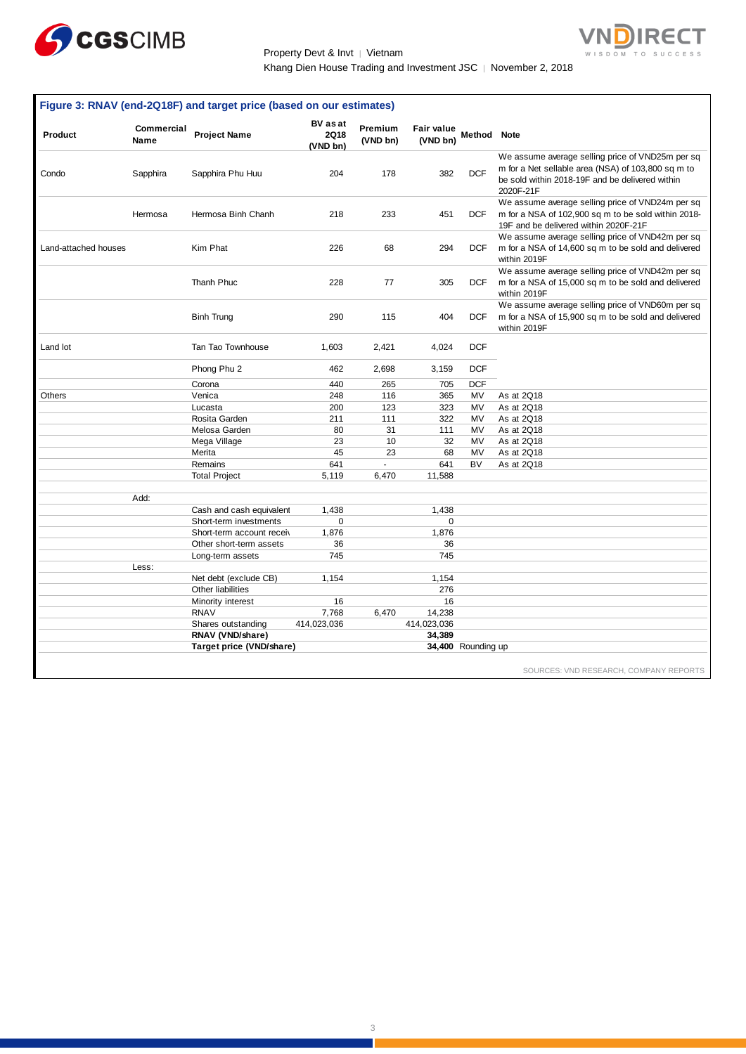**Figure 3: RNAV (end-2Q18F) and target price (based on our estimates)**

| Product | Commercial Name | Project Name | BV as at 2Q18 (VND bn) | Premium (VND bn) | Fair value (VND bn) | Method | Note |
|---|---|---|---|---|---|---|---|
| Condo | Sapphira | Sapphira Phu Huu | 204 | 178 | 382 | DCF | We assume average selling price of VND25m per sq m for a Net sellable area (NSA) of 103,800 sq m to be sold within 2018-19F and be delivered within 2020F-21F |
| | Hermosa | Hermosa Binh Chanh | 218 | 233 | 451 | DCF | We assume average selling price of VND24m per sq m for a NSA of 102,900 sq m to be sold within 2018-19F and be delivered within 2020F-21F |
| Land-attached houses | | Kim Phat | 226 | 68 | 294 | DCF | We assume average selling price of VND42m per sq m for a NSA of 14,600 sq m to be sold and delivered within 2019F |
| | | Thanh Phuc | 228 | 77 | 305 | DCF | We assume average selling price of VND42m per sq m for a NSA of 15,000 sq m to be sold and delivered within 2019F |
| | | Binh Trung | 290 | 115 | 404 | DCF | We assume average selling price of VND60m per sq m for a NSA of 15,900 sq m to be sold and delivered within 2019F |
| Land lot | | Tan Tao Townhouse | 1,603 | 2,421 | 4,024 | DCF | |
| | | Phong Phu 2 | 462 | 2,698 | 3,159 | DCF | |
| | | Corona | 440 | 265 | 705 | DCF | |
| Others | | Venica | 248 | 116 | 365 | MV | As at 2Q18 |
| | | Lucasta | 200 | 123 | 323 | MV | As at 2Q18 |
| | | Rosita Garden | 211 | 111 | 322 | MV | As at 2Q18 |
| | | Melosa Garden | 80 | 31 | 111 | MV | As at 2Q18 |
| | | Mega Village | 23 | 10 | 32 | MV | As at 2Q18 |
| | | Merita | 45 | 23 | 68 | MV | As at 2Q18 |
| | | Remains | 641 | - | 641 | BV | As at 2Q18 |
| | | Total Project | 5,119 | 6,470 | 11,588 | | |
| | Add: | | | | | | |
| | | Cash and cash equivalent | 1,438 | | 1,438 | | |
| | | Short-term investments | 0 | | 0 | | |
| | | Short-term account receiv | 1,876 | | 1,876 | | |
| | | Other short-term assets | 36 | | 36 | | |
| | | Long-term assets | 745 | | 745 | | |
| | Less: | | | | | | |
| | | Net debt (exclude CB) | 1,154 | | 1,154 | | |
| | | Other liabilities | | | 276 | | |
| | | Minority interest | 16 | | 16 | | |
| | | RNAV | 7,768 | 6,470 | 14,238 | | |
| | | Shares outstanding | 414,023,036 | | 414,023,036 | | |
| | | **RNAV (VND/share)** | | | **34,389** | | |
| | | **Target price (VND/share)** | | | **34,400** | Rounding up | |

SOURCES: VND RESEARCH, COMPANY REPORTS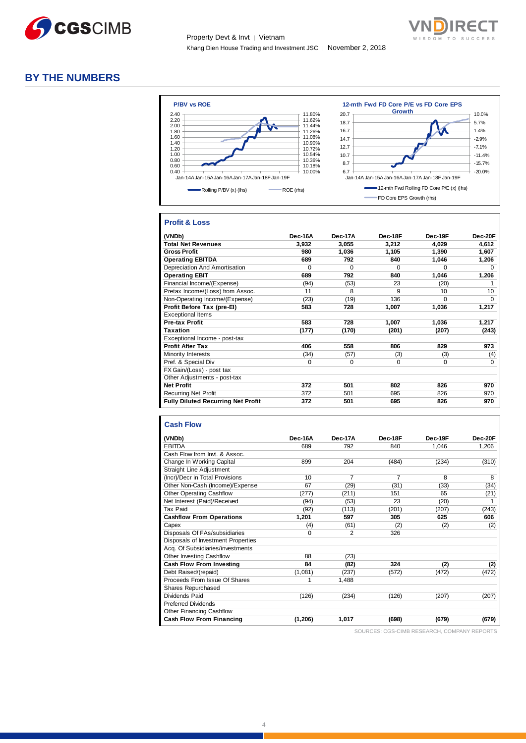# BY THE NUMBERS

**P/BV vs ROE**

Rolling P/BV (x) (lhs) — ROE (rhs)

**12-mth Fwd FD Core P/E vs FD Core EPS Growth**

12-mth Fwd Rolling FD Core P/E (x) (lhs) — FD Core EPS Growth (rhs)

## Profit & Loss

| (VNDb) | Dec-16A | Dec-17A | Dec-18F | Dec-19F | Dec-20F |
|---|---|---|---|---|---|
| **Total Net Revenues** | **3,932** | **3,055** | **3,212** | **4,029** | **4,612** |
| **Gross Profit** | **980** | **1,036** | **1,105** | **1,390** | **1,607** |
| **Operating EBITDA** | **689** | **792** | **840** | **1,046** | **1,206** |
| Depreciation And Amortisation | 0 | 0 | 0 | 0 | 0 |
| **Operating EBIT** | **689** | **792** | **840** | **1,046** | **1,206** |
| Financial Income/(Expense) | (94) | (53) | 23 | (20) | 1 |
| Pretax Income/(Loss) from Assoc. | 11 | 8 | 9 | 10 | 10 |
| Non-Operating Income/(Expense) | (23) | (19) | 136 | 0 | 0 |
| **Profit Before Tax (pre-EI)** | **583** | **728** | **1,007** | **1,036** | **1,217** |
| Exceptional Items | | | | | |
| **Pre-tax Profit** | **583** | **728** | **1,007** | **1,036** | **1,217** |
| **Taxation** | **(177)** | **(170)** | **(201)** | **(207)** | **(243)** |
| Exceptional Income - post-tax | | | | | |
| **Profit After Tax** | **406** | **558** | **806** | **829** | **973** |
| Minority Interests | (34) | (57) | (3) | (3) | (4) |
| Pref. & Special Div | 0 | 0 | 0 | 0 | 0 |
| FX Gain/(Loss) - post tax | | | | | |
| Other Adjustments - post-tax | | | | | |
| **Net Profit** | **372** | **501** | **802** | **826** | **970** |
| Recurring Net Profit | 372 | 501 | 695 | 826 | 970 |
| **Fully Diluted Recurring Net Profit** | **372** | **501** | **695** | **826** | **970** |

## Cash Flow

| (VNDb) | Dec-16A | Dec-17A | Dec-18F | Dec-19F | Dec-20F |
|---|---|---|---|---|---|
| EBITDA | 689 | 792 | 840 | 1,046 | 1,206 |
| Cash Flow from Invt. & Assoc. | | | | | |
| Change In Working Capital | 899 | 204 | (484) | (234) | (310) |
| Straight Line Adjustment | | | | | |
| (Incr)/Decr in Total Provisions | 10 | 7 | 7 | 8 | 8 |
| Other Non-Cash (Income)/Expense | 67 | (29) | (31) | (33) | (34) |
| Other Operating Cashflow | (277) | (211) | 151 | 65 | (21) |
| Net Interest (Paid)/Received | (94) | (53) | 23 | (20) | 1 |
| Tax Paid | (92) | (113) | (201) | (207) | (243) |
| **Cashflow From Operations** | **1,201** | **597** | **305** | **625** | **606** |
| Capex | (4) | (61) | (2) | (2) | (2) |
| Disposals Of FAs/subsidiaries | 0 | 2 | 326 | | |
| Disposals of Investment Properties | | | | | |
| Acq. Of Subsidiaries/investments | | | | | |
| Other Investing Cashflow | 88 | (23) | | | |
| **Cash Flow From Investing** | **84** | **(82)** | **324** | **(2)** | **(2)** |
| Debt Raised/(repaid) | (1,081) | (237) | (572) | (472) | (472) |
| Proceeds From Issue Of Shares | 1 | 1,488 | | | |
| Shares Repurchased | | | | | |
| Dividends Paid | (126) | (234) | (126) | (207) | (207) |
| Preferred Dividends | | | | | |
| Other Financing Cashflow | | | | | |
| **Cash Flow From Financing** | **(1,206)** | **1,017** | **(698)** | **(679)** | **(679)** |

SOURCES: CGS-CIMB RESEARCH, COMPANY REPORTS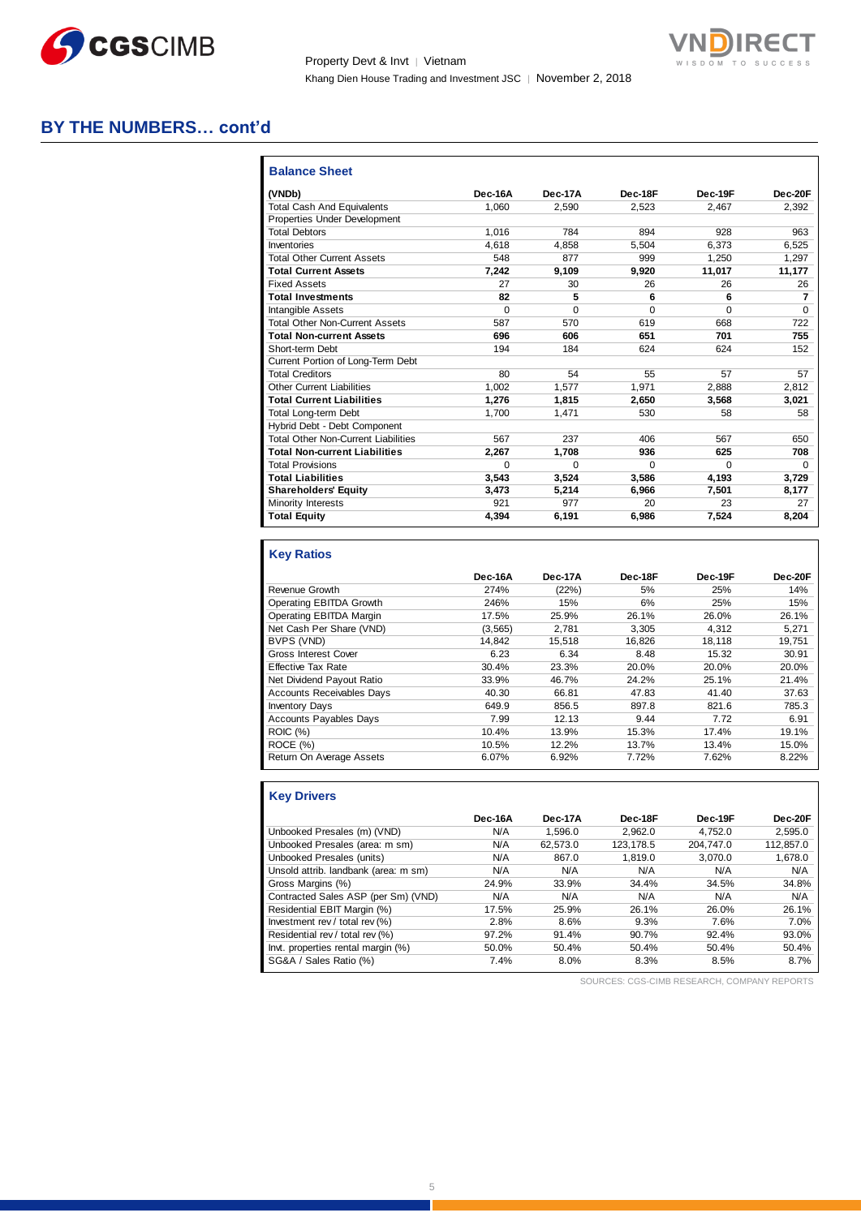## BY THE NUMBERS… cont'd

### Balance Sheet

| (VNDb) | Dec-16A | Dec-17A | Dec-18F | Dec-19F | Dec-20F |
|---|---|---|---|---|---|
| Total Cash And Equivalents | 1,060 | 2,590 | 2,523 | 2,467 | 2,392 |
| Properties Under Development | | | | | |
| Total Debtors | 1,016 | 784 | 894 | 928 | 963 |
| Inventories | 4,618 | 4,858 | 5,504 | 6,373 | 6,525 |
| Total Other Current Assets | 548 | 877 | 999 | 1,250 | 1,297 |
| **Total Current Assets** | **7,242** | **9,109** | **9,920** | **11,017** | **11,177** |
| Fixed Assets | 27 | 30 | 26 | 26 | 26 |
| **Total Investments** | **82** | **5** | **6** | **6** | **7** |
| Intangible Assets | 0 | 0 | 0 | 0 | 0 |
| Total Other Non-Current Assets | 587 | 570 | 619 | 668 | 722 |
| **Total Non-current Assets** | **696** | **606** | **651** | **701** | **755** |
| Short-term Debt | 194 | 184 | 624 | 624 | 152 |
| Current Portion of Long-Term Debt | | | | | |
| Total Creditors | 80 | 54 | 55 | 57 | 57 |
| Other Current Liabilities | 1,002 | 1,577 | 1,971 | 2,888 | 2,812 |
| **Total Current Liabilities** | **1,276** | **1,815** | **2,650** | **3,568** | **3,021** |
| Total Long-term Debt | 1,700 | 1,471 | 530 | 58 | 58 |
| Hybrid Debt - Debt Component | | | | | |
| Total Other Non-Current Liabilities | 567 | 237 | 406 | 567 | 650 |
| **Total Non-current Liabilities** | **2,267** | **1,708** | **936** | **625** | **708** |
| Total Provisions | 0 | 0 | 0 | 0 | 0 |
| **Total Liabilities** | **3,543** | **3,524** | **3,586** | **4,193** | **3,729** |
| **Shareholders' Equity** | **3,473** | **5,214** | **6,966** | **7,501** | **8,177** |
| Minority Interests | 921 | 977 | 20 | 23 | 27 |
| **Total Equity** | **4,394** | **6,191** | **6,986** | **7,524** | **8,204** |

### Key Ratios

| | Dec-16A | Dec-17A | Dec-18F | Dec-19F | Dec-20F |
|---|---|---|---|---|---|
| Revenue Growth | 274% | (22%) | 5% | 25% | 14% |
| Operating EBITDA Growth | 246% | 15% | 6% | 25% | 15% |
| Operating EBITDA Margin | 17.5% | 25.9% | 26.1% | 26.0% | 26.1% |
| Net Cash Per Share (VND) | (3,565) | 2,781 | 3,305 | 4,312 | 5,271 |
| BVPS (VND) | 14,842 | 15,518 | 16,826 | 18,118 | 19,751 |
| Gross Interest Cover | 6.23 | 6.34 | 8.48 | 15.32 | 30.91 |
| Effective Tax Rate | 30.4% | 23.3% | 20.0% | 20.0% | 20.0% |
| Net Dividend Payout Ratio | 33.9% | 46.7% | 24.2% | 25.1% | 21.4% |
| Accounts Receivables Days | 40.30 | 66.81 | 47.83 | 41.40 | 37.63 |
| Inventory Days | 649.9 | 856.5 | 897.8 | 821.6 | 785.3 |
| Accounts Payables Days | 7.99 | 12.13 | 9.44 | 7.72 | 6.91 |
| ROIC (%) | 10.4% | 13.9% | 15.3% | 17.4% | 19.1% |
| ROCE (%) | 10.5% | 12.2% | 13.7% | 13.4% | 15.0% |
| Return On Average Assets | 6.07% | 6.92% | 7.72% | 7.62% | 8.22% |

### Key Drivers

| | Dec-16A | Dec-17A | Dec-18F | Dec-19F | Dec-20F |
|---|---|---|---|---|---|
| Unbooked Presales (m) (VND) | N/A | 1,596.0 | 2,962.0 | 4,752.0 | 2,595.0 |
| Unbooked Presales (area: m sm) | N/A | 62,573.0 | 123,178.5 | 204,747.0 | 112,857.0 |
| Unbooked Presales (units) | N/A | 867.0 | 1,819.0 | 3,070.0 | 1,678.0 |
| Unsold attrib. landbank (area: m sm) | N/A | N/A | N/A | N/A | N/A |
| Gross Margins (%) | 24.9% | 33.9% | 34.4% | 34.5% | 34.8% |
| Contracted Sales ASP (per Sm) (VND) | N/A | N/A | N/A | N/A | N/A |
| Residential EBIT Margin (%) | 17.5% | 25.9% | 26.1% | 26.0% | 26.1% |
| Investment rev / total rev (%) | 2.8% | 8.6% | 9.3% | 7.6% | 7.0% |
| Residential rev / total rev (%) | 97.2% | 91.4% | 90.7% | 92.4% | 93.0% |
| Invt. properties rental margin (%) | 50.0% | 50.4% | 50.4% | 50.4% | 50.4% |
| SG&A / Sales Ratio (%) | 7.4% | 8.0% | 8.3% | 8.5% | 8.7% |

SOURCES: CGS-CIMB RESEARCH, COMPANY REPORTS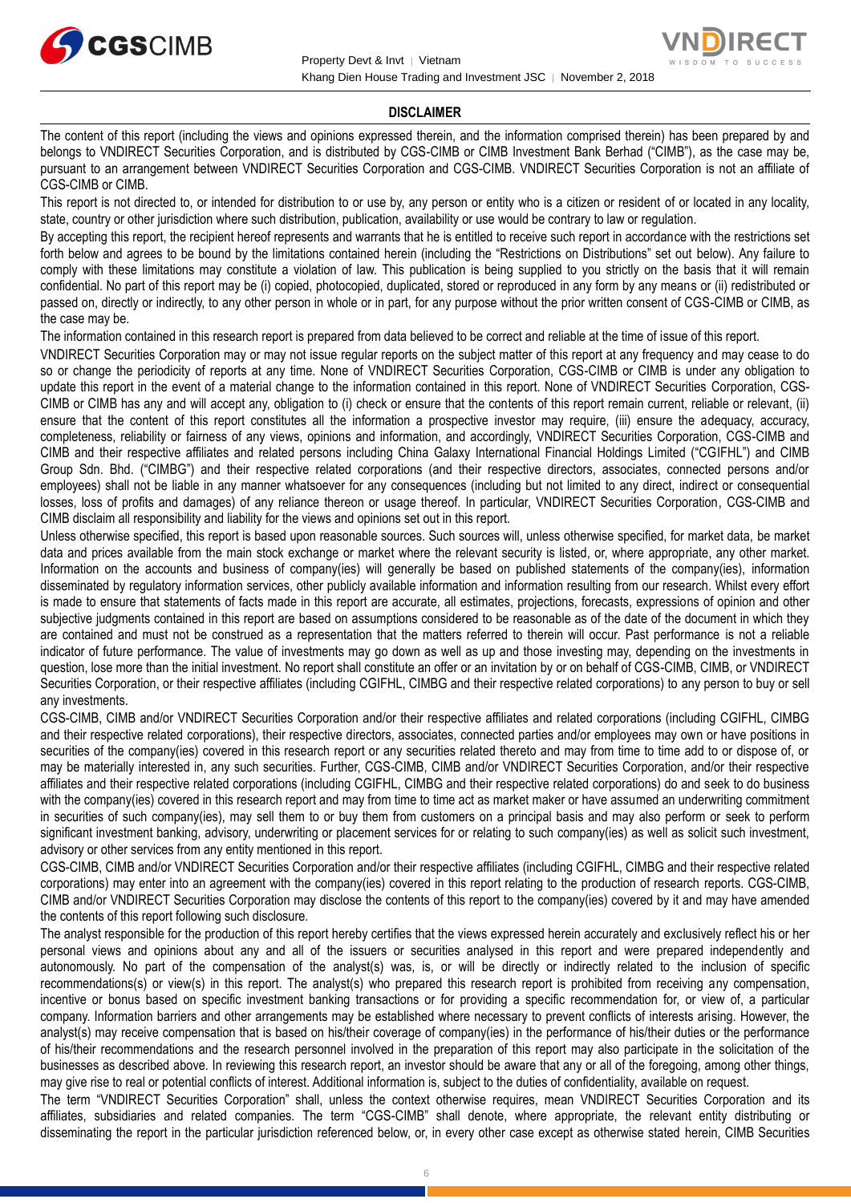## DISCLAIMER

The content of this report (including the views and opinions expressed therein, and the information comprised therein) has been prepared by and belongs to VNDIRECT Securities Corporation, and is distributed by CGS-CIMB or CIMB Investment Bank Berhad ("CIMB"), as the case may be, pursuant to an arrangement between VNDIRECT Securities Corporation and CGS-CIMB. VNDIRECT Securities Corporation is not an affiliate of CGS-CIMB or CIMB.

This report is not directed to, or intended for distribution to or use by, any person or entity who is a citizen or resident of or located in any locality, state, country or other jurisdiction where such distribution, publication, availability or use would be contrary to law or regulation.

By accepting this report, the recipient hereof represents and warrants that he is entitled to receive such report in accordance with the restrictions set forth below and agrees to be bound by the limitations contained herein (including the "Restrictions on Distributions" set out below). Any failure to comply with these limitations may constitute a violation of law. This publication is being supplied to you strictly on the basis that it will remain confidential. No part of this report may be (i) copied, photocopied, duplicated, stored or reproduced in any form by any means or (ii) redistributed or passed on, directly or indirectly, to any other person in whole or in part, for any purpose without the prior written consent of CGS-CIMB or CIMB, as the case may be.

The information contained in this research report is prepared from data believed to be correct and reliable at the time of issue of this report.

VNDIRECT Securities Corporation may or may not issue regular reports on the subject matter of this report at any frequency and may cease to do so or change the periodicity of reports at any time. None of VNDIRECT Securities Corporation, CGS-CIMB or CIMB is under any obligation to update this report in the event of a material change to the information contained in this report. None of VNDIRECT Securities Corporation, CGS-CIMB or CIMB has any and will accept any, obligation to (i) check or ensure that the contents of this report remain current, reliable or relevant, (ii) ensure that the content of this report constitutes all the information a prospective investor may require, (iii) ensure the adequacy, accuracy, completeness, reliability or fairness of any views, opinions and information, and accordingly, VNDIRECT Securities Corporation, CGS-CIMB and CIMB and their respective affiliates and related persons including China Galaxy International Financial Holdings Limited ("CGIFHL") and CIMB Group Sdn. Bhd. ("CIMBG") and their respective related corporations (and their respective directors, associates, connected persons and/or employees) shall not be liable in any manner whatsoever for any consequences (including but not limited to any direct, indirect or consequential losses, loss of profits and damages) of any reliance thereon or usage thereof. In particular, VNDIRECT Securities Corporation, CGS-CIMB and CIMB disclaim all responsibility and liability for the views and opinions set out in this report.

Unless otherwise specified, this report is based upon reasonable sources. Such sources will, unless otherwise specified, for market data, be market data and prices available from the main stock exchange or market where the relevant security is listed, or, where appropriate, any other market. Information on the accounts and business of company(ies) will generally be based on published statements of the company(ies), information disseminated by regulatory information services, other publicly available information and information resulting from our research. Whilst every effort is made to ensure that statements of facts made in this report are accurate, all estimates, projections, forecasts, expressions of opinion and other subjective judgments contained in this report are based on assumptions considered to be reasonable as of the date of the document in which they are contained and must not be construed as a representation that the matters referred to therein will occur. Past performance is not a reliable indicator of future performance. The value of investments may go down as well as up and those investing may, depending on the investments in question, lose more than the initial investment. No report shall constitute an offer or an invitation by or on behalf of CGS-CIMB, CIMB, or VNDIRECT Securities Corporation, or their respective affiliates (including CGIFHL, CIMBG and their respective related corporations) to any person to buy or sell any investments.

CGS-CIMB, CIMB and/or VNDIRECT Securities Corporation and/or their respective affiliates and related corporations (including CGIFHL, CIMBG and their respective related corporations), their respective directors, associates, connected parties and/or employees may own or have positions in securities of the company(ies) covered in this research report or any securities related thereto and may from time to time add to or dispose of, or may be materially interested in, any such securities. Further, CGS-CIMB, CIMB and/or VNDIRECT Securities Corporation, and/or their respective affiliates and their respective related corporations (including CGIFHL, CIMBG and their respective related corporations) do and seek to do business with the company(ies) covered in this research report and may from time to time act as market maker or have assumed an underwriting commitment in securities of such company(ies), may sell them to or buy them from customers on a principal basis and may also perform or seek to perform significant investment banking, advisory, underwriting or placement services for or relating to such company(ies) as well as solicit such investment, advisory or other services from any entity mentioned in this report.

CGS-CIMB, CIMB and/or VNDIRECT Securities Corporation and/or their respective affiliates (including CGIFHL, CIMBG and their respective related corporations) may enter into an agreement with the company(ies) covered in this report relating to the production of research reports. CGS-CIMB, CIMB and/or VNDIRECT Securities Corporation may disclose the contents of this report to the company(ies) covered by it and may have amended the contents of this report following such disclosure.

The analyst responsible for the production of this report hereby certifies that the views expressed herein accurately and exclusively reflect his or her personal views and opinions about any and all of the issuers or securities analysed in this report and were prepared independently and autonomously. No part of the compensation of the analyst(s) was, is, or will be directly or indirectly related to the inclusion of specific recommendations(s) or view(s) in this report. The analyst(s) who prepared this research report is prohibited from receiving any compensation, incentive or bonus based on specific investment banking transactions or for providing a specific recommendation for, or view of, a particular company. Information barriers and other arrangements may be established where necessary to prevent conflicts of interests arising. However, the analyst(s) may receive compensation that is based on his/their coverage of company(ies) in the performance of his/their duties or the performance of his/their recommendations and the research personnel involved in the preparation of this report may also participate in the solicitation of the businesses as described above. In reviewing this research report, an investor should be aware that any or all of the foregoing, among other things, may give rise to real or potential conflicts of interest. Additional information is, subject to the duties of confidentiality, available on request.

The term "VNDIRECT Securities Corporation" shall, unless the context otherwise requires, mean VNDIRECT Securities Corporation and its affiliates, subsidiaries and related companies. The term "CGS-CIMB" shall denote, where appropriate, the relevant entity distributing or disseminating the report in the particular jurisdiction referenced below, or, in every other case except as otherwise stated herein, CIMB Securities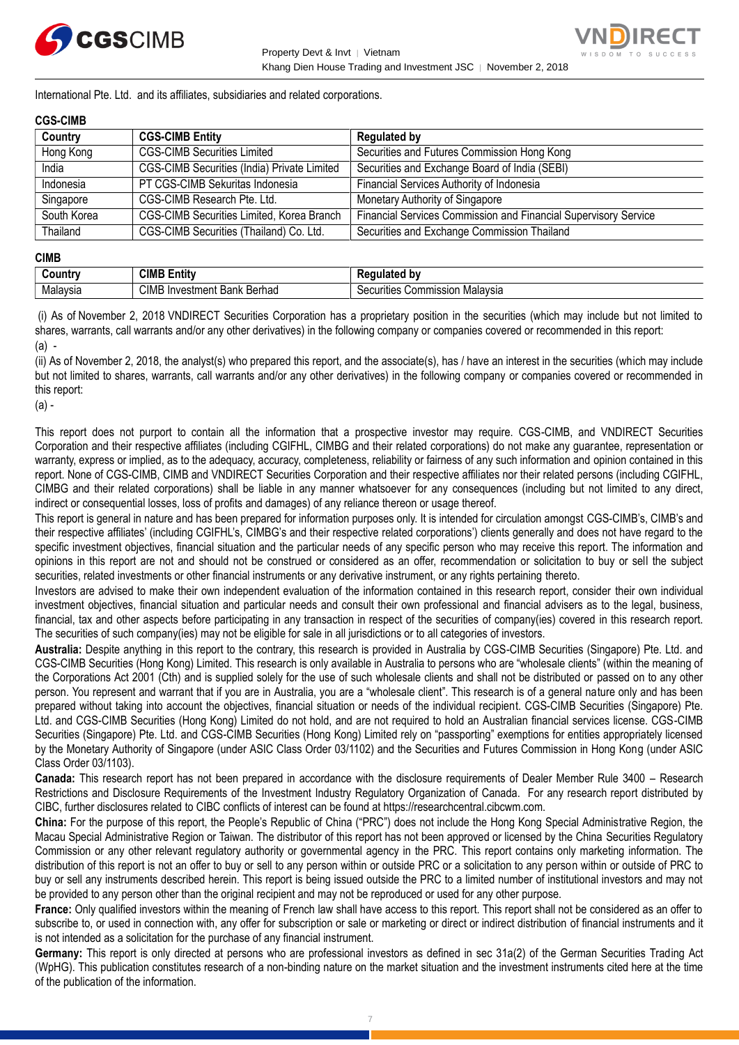International Pte. Ltd. and its affiliates, subsidiaries and related corporations.

**CGS-CIMB**

| Country | CGS-CIMB Entity | Regulated by |
|---|---|---|
| Hong Kong | CGS-CIMB Securities Limited | Securities and Futures Commission Hong Kong |
| India | CGS-CIMB Securities (India) Private Limited | Securities and Exchange Board of India (SEBI) |
| Indonesia | PT CGS-CIMB Sekuritas Indonesia | Financial Services Authority of Indonesia |
| Singapore | CGS-CIMB Research Pte. Ltd. | Monetary Authority of Singapore |
| South Korea | CGS-CIMB Securities Limited, Korea Branch | Financial Services Commission and Financial Supervisory Service |
| Thailand | CGS-CIMB Securities (Thailand) Co. Ltd. | Securities and Exchange Commission Thailand |

**CIMB**

| Country | CIMB Entity | Regulated by |
|---|---|---|
| Malaysia | CIMB Investment Bank Berhad | Securities Commission Malaysia |

(i) As of November 2, 2018 VNDIRECT Securities Corporation has a proprietary position in the securities (which may include but not limited to shares, warrants, call warrants and/or any other derivatives) in the following company or companies covered or recommended in this report:

(a) -

(ii) As of November 2, 2018, the analyst(s) who prepared this report, and the associate(s), has / have an interest in the securities (which may include but not limited to shares, warrants, call warrants and/or any other derivatives) in the following company or companies covered or recommended in this report:

(a) -

This report does not purport to contain all the information that a prospective investor may require. CGS-CIMB, and VNDIRECT Securities Corporation and their respective affiliates (including CGIFHL, CIMBG and their related corporations) do not make any guarantee, representation or warranty, express or implied, as to the adequacy, accuracy, completeness, reliability or fairness of any such information and opinion contained in this report. None of CGS-CIMB, CIMB and VNDIRECT Securities Corporation and their respective affiliates nor their related persons (including CGIFHL, CIMBG and their related corporations) shall be liable in any manner whatsoever for any consequences (including but not limited to any direct, indirect or consequential losses, loss of profits and damages) of any reliance thereon or usage thereof.

This report is general in nature and has been prepared for information purposes only. It is intended for circulation amongst CGS-CIMB's, CIMB's and their respective affiliates' (including CGIFHL's, CIMBG's and their respective related corporations') clients generally and does not have regard to the specific investment objectives, financial situation and the particular needs of any specific person who may receive this report. The information and opinions in this report are not and should not be construed or considered as an offer, recommendation or solicitation to buy or sell the subject securities, related investments or other financial instruments or any derivative instrument, or any rights pertaining thereto.

Investors are advised to make their own independent evaluation of the information contained in this research report, consider their own individual investment objectives, financial situation and particular needs and consult their own professional and financial advisers as to the legal, business, financial, tax and other aspects before participating in any transaction in respect of the securities of company(ies) covered in this research report. The securities of such company(ies) may not be eligible for sale in all jurisdictions or to all categories of investors.

**Australia:** Despite anything in this report to the contrary, this research is provided in Australia by CGS-CIMB Securities (Singapore) Pte. Ltd. and CGS-CIMB Securities (Hong Kong) Limited. This research is only available in Australia to persons who are "wholesale clients" (within the meaning of the Corporations Act 2001 (Cth) and is supplied solely for the use of such wholesale clients and shall not be distributed or passed on to any other person. You represent and warrant that if you are in Australia, you are a "wholesale client". This research is of a general nature only and has been prepared without taking into account the objectives, financial situation or needs of the individual recipient. CGS-CIMB Securities (Singapore) Pte. Ltd. and CGS-CIMB Securities (Hong Kong) Limited do not hold, and are not required to hold an Australian financial services license. CGS-CIMB Securities (Singapore) Pte. Ltd. and CGS-CIMB Securities (Hong Kong) Limited rely on "passporting" exemptions for entities appropriately licensed by the Monetary Authority of Singapore (under ASIC Class Order 03/1102) and the Securities and Futures Commission in Hong Kong (under ASIC Class Order 03/1103).

**Canada:** This research report has not been prepared in accordance with the disclosure requirements of Dealer Member Rule 3400 – Research Restrictions and Disclosure Requirements of the Investment Industry Regulatory Organization of Canada. For any research report distributed by CIBC, further disclosures related to CIBC conflicts of interest can be found at https://researchcentral.cibcwm.com.

**China:** For the purpose of this report, the People's Republic of China ("PRC") does not include the Hong Kong Special Administrative Region, the Macau Special Administrative Region or Taiwan. The distributor of this report has not been approved or licensed by the China Securities Regulatory Commission or any other relevant regulatory authority or governmental agency in the PRC. This report contains only marketing information. The distribution of this report is not an offer to buy or sell to any person within or outside PRC or a solicitation to any person within or outside of PRC to buy or sell any instruments described herein. This report is being issued outside the PRC to a limited number of institutional investors and may not be provided to any person other than the original recipient and may not be reproduced or used for any other purpose.

**France:** Only qualified investors within the meaning of French law shall have access to this report. This report shall not be considered as an offer to subscribe to, or used in connection with, any offer for subscription or sale or marketing or direct or indirect distribution of financial instruments and it is not intended as a solicitation for the purchase of any financial instrument.

**Germany:** This report is only directed at persons who are professional investors as defined in sec 31a(2) of the German Securities Trading Act (WpHG). This publication constitutes research of a non-binding nature on the market situation and the investment instruments cited here at the time of the publication of the information.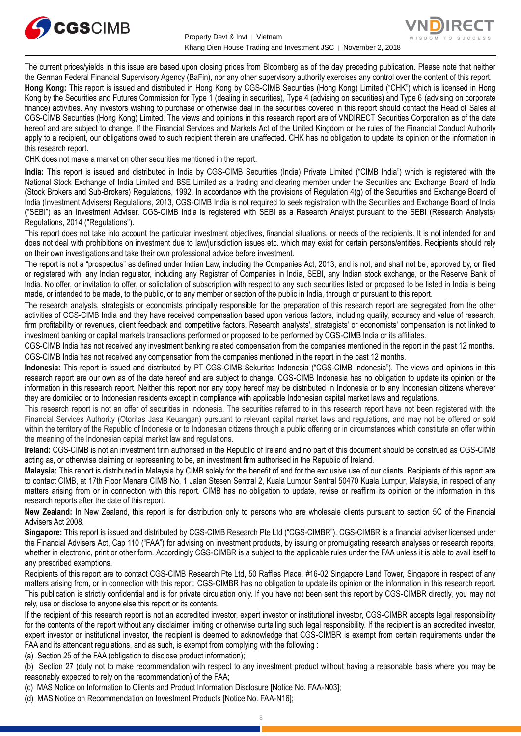The current prices/yields in this issue are based upon closing prices from Bloomberg as of the day preceding publication. Please note that neither the German Federal Financial Supervisory Agency (BaFin), nor any other supervisory authority exercises any control over the content of this report.

**Hong Kong:** This report is issued and distributed in Hong Kong by CGS-CIMB Securities (Hong Kong) Limited ("CHK") which is licensed in Hong Kong by the Securities and Futures Commission for Type 1 (dealing in securities), Type 4 (advising on securities) and Type 6 (advising on corporate finance) activities. Any investors wishing to purchase or otherwise deal in the securities covered in this report should contact the Head of Sales at CGS-CIMB Securities (Hong Kong) Limited. The views and opinions in this research report are of VNDIRECT Securities Corporation as of the date hereof and are subject to change. If the Financial Services and Markets Act of the United Kingdom or the rules of the Financial Conduct Authority apply to a recipient, our obligations owed to such recipient therein are unaffected. CHK has no obligation to update its opinion or the information in this research report.

CHK does not make a market on other securities mentioned in the report.

**India:** This report is issued and distributed in India by CGS-CIMB Securities (India) Private Limited ("CIMB India") which is registered with the National Stock Exchange of India Limited and BSE Limited as a trading and clearing member under the Securities and Exchange Board of India (Stock Brokers and Sub-Brokers) Regulations, 1992. In accordance with the provisions of Regulation 4(g) of the Securities and Exchange Board of India (Investment Advisers) Regulations, 2013, CGS-CIMB India is not required to seek registration with the Securities and Exchange Board of India ("SEBI") as an Investment Adviser. CGS-CIMB India is registered with SEBI as a Research Analyst pursuant to the SEBI (Research Analysts) Regulations, 2014 ("Regulations").

This report does not take into account the particular investment objectives, financial situations, or needs of the recipients. It is not intended for and does not deal with prohibitions on investment due to law/jurisdiction issues etc. which may exist for certain persons/entities. Recipients should rely on their own investigations and take their own professional advice before investment.

The report is not a "prospectus" as defined under Indian Law, including the Companies Act, 2013, and is not, and shall not be, approved by, or filed or registered with, any Indian regulator, including any Registrar of Companies in India, SEBI, any Indian stock exchange, or the Reserve Bank of India. No offer, or invitation to offer, or solicitation of subscription with respect to any such securities listed or proposed to be listed in India is being made, or intended to be made, to the public, or to any member or section of the public in India, through or pursuant to this report.

The research analysts, strategists or economists principally responsible for the preparation of this research report are segregated from the other activities of CGS-CIMB India and they have received compensation based upon various factors, including quality, accuracy and value of research, firm profitability or revenues, client feedback and competitive factors. Research analysts', strategists' or economists' compensation is not linked to investment banking or capital markets transactions performed or proposed to be performed by CGS-CIMB India or its affiliates.

CGS-CIMB India has not received any investment banking related compensation from the companies mentioned in the report in the past 12 months. CGS-CIMB India has not received any compensation from the companies mentioned in the report in the past 12 months.

**Indonesia:** This report is issued and distributed by PT CGS-CIMB Sekuritas Indonesia ("CGS-CIMB Indonesia"). The views and opinions in this research report are our own as of the date hereof and are subject to change. CGS-CIMB Indonesia has no obligation to update its opinion or the information in this research report. Neither this report nor any copy hereof may be distributed in Indonesia or to any Indonesian citizens wherever they are domiciled or to Indonesian residents except in compliance with applicable Indonesian capital market laws and regulations.

This research report is not an offer of securities in Indonesia. The securities referred to in this research report have not been registered with the Financial Services Authority (Otoritas Jasa Keuangan) pursuant to relevant capital market laws and regulations, and may not be offered or sold within the territory of the Republic of Indonesia or to Indonesian citizens through a public offering or in circumstances which constitute an offer within the meaning of the Indonesian capital market law and regulations.

**Ireland:** CGS-CIMB is not an investment firm authorised in the Republic of Ireland and no part of this document should be construed as CGS-CIMB acting as, or otherwise claiming or representing to be, an investment firm authorised in the Republic of Ireland.

**Malaysia:** This report is distributed in Malaysia by CIMB solely for the benefit of and for the exclusive use of our clients. Recipients of this report are to contact CIMB, at 17th Floor Menara CIMB No. 1 Jalan Stesen Sentral 2, Kuala Lumpur Sentral 50470 Kuala Lumpur, Malaysia, in respect of any matters arising from or in connection with this report. CIMB has no obligation to update, revise or reaffirm its opinion or the information in this research reports after the date of this report.

**New Zealand:** In New Zealand, this report is for distribution only to persons who are wholesale clients pursuant to section 5C of the Financial Advisers Act 2008.

**Singapore:** This report is issued and distributed by CGS-CIMB Research Pte Ltd ("CGS-CIMBR"). CGS-CIMBR is a financial adviser licensed under the Financial Advisers Act, Cap 110 ("FAA") for advising on investment products, by issuing or promulgating research analyses or research reports, whether in electronic, print or other form. Accordingly CGS-CIMBR is a subject to the applicable rules under the FAA unless it is able to avail itself to any prescribed exemptions.

Recipients of this report are to contact CGS-CIMB Research Pte Ltd, 50 Raffles Place, #16-02 Singapore Land Tower, Singapore in respect of any matters arising from, or in connection with this report. CGS-CIMBR has no obligation to update its opinion or the information in this research report. This publication is strictly confidential and is for private circulation only. If you have not been sent this report by CGS-CIMBR directly, you may not rely, use or disclose to anyone else this report or its contents.

If the recipient of this research report is not an accredited investor, expert investor or institutional investor, CGS-CIMBR accepts legal responsibility for the contents of the report without any disclaimer limiting or otherwise curtailing such legal responsibility. If the recipient is an accredited investor, expert investor or institutional investor, the recipient is deemed to acknowledge that CGS-CIMBR is exempt from certain requirements under the FAA and its attendant regulations, and as such, is exempt from complying with the following :

(a) Section 25 of the FAA (obligation to disclose product information);

(b) Section 27 (duty not to make recommendation with respect to any investment product without having a reasonable basis where you may be reasonably expected to rely on the recommendation) of the FAA;

(c) MAS Notice on Information to Clients and Product Information Disclosure [Notice No. FAA-N03];

(d) MAS Notice on Recommendation on Investment Products [Notice No. FAA-N16];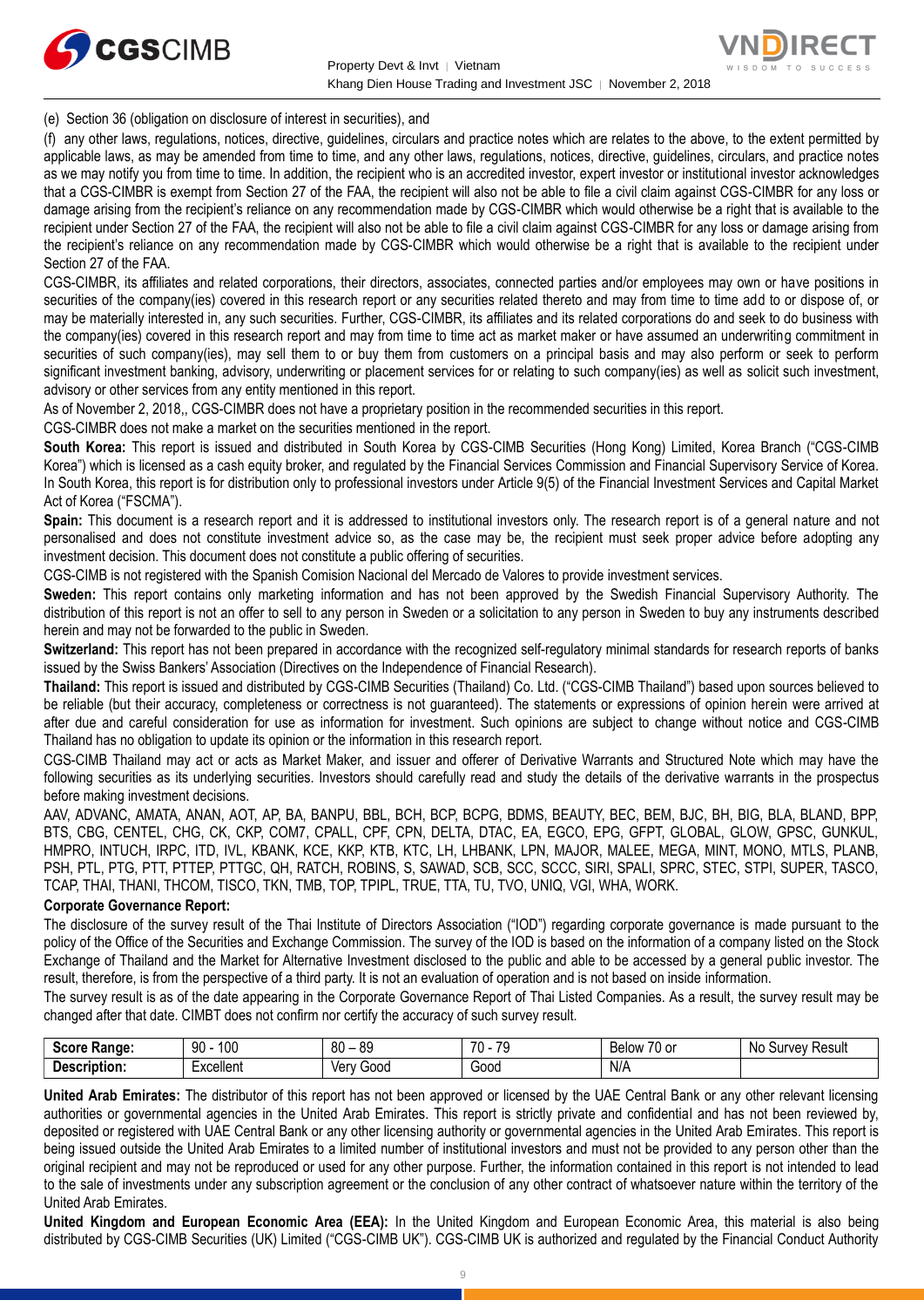(e) Section 36 (obligation on disclosure of interest in securities), and

(f) any other laws, regulations, notices, directive, guidelines, circulars and practice notes which are relates to the above, to the extent permitted by applicable laws, as may be amended from time to time, and any other laws, regulations, notices, directive, guidelines, circulars, and practice notes as we may notify you from time to time. In addition, the recipient who is an accredited investor, expert investor or institutional investor acknowledges that a CGS-CIMBR is exempt from Section 27 of the FAA, the recipient will also not be able to file a civil claim against CGS-CIMBR for any loss or damage arising from the recipient's reliance on any recommendation made by CGS-CIMBR which would otherwise be a right that is available to the recipient under Section 27 of the FAA, the recipient will also not be able to file a civil claim against CGS-CIMBR for any loss or damage arising from the recipient's reliance on any recommendation made by CGS-CIMBR which would otherwise be a right that is available to the recipient under Section 27 of the FAA.

CGS-CIMBR, its affiliates and related corporations, their directors, associates, connected parties and/or employees may own or have positions in securities of the company(ies) covered in this research report or any securities related thereto and may from time to time add to or dispose of, or may be materially interested in, any such securities. Further, CGS-CIMBR, its affiliates and its related corporations do and seek to do business with the company(ies) covered in this research report and may from time to time act as market maker or have assumed an underwriting commitment in securities of such company(ies), may sell them to or buy them from customers on a principal basis and may also perform or seek to perform significant investment banking, advisory, underwriting or placement services for or relating to such company(ies) as well as solicit such investment, advisory or other services from any entity mentioned in this report.

As of November 2, 2018,, CGS-CIMBR does not have a proprietary position in the recommended securities in this report.

CGS-CIMBR does not make a market on the securities mentioned in the report.

**South Korea:** This report is issued and distributed in South Korea by CGS-CIMB Securities (Hong Kong) Limited, Korea Branch ("CGS-CIMB Korea") which is licensed as a cash equity broker, and regulated by the Financial Services Commission and Financial Supervisory Service of Korea. In South Korea, this report is for distribution only to professional investors under Article 9(5) of the Financial Investment Services and Capital Market Act of Korea ("FSCMA").

**Spain:** This document is a research report and it is addressed to institutional investors only. The research report is of a general nature and not personalised and does not constitute investment advice so, as the case may be, the recipient must seek proper advice before adopting any investment decision. This document does not constitute a public offering of securities.

CGS-CIMB is not registered with the Spanish Comision Nacional del Mercado de Valores to provide investment services.

**Sweden:** This report contains only marketing information and has not been approved by the Swedish Financial Supervisory Authority. The distribution of this report is not an offer to sell to any person in Sweden or a solicitation to any person in Sweden to buy any instruments described herein and may not be forwarded to the public in Sweden.

**Switzerland:** This report has not been prepared in accordance with the recognized self-regulatory minimal standards for research reports of banks issued by the Swiss Bankers' Association (Directives on the Independence of Financial Research).

**Thailand:** This report is issued and distributed by CGS-CIMB Securities (Thailand) Co. Ltd. ("CGS-CIMB Thailand") based upon sources believed to be reliable (but their accuracy, completeness or correctness is not guaranteed). The statements or expressions of opinion herein were arrived at after due and careful consideration for use as information for investment. Such opinions are subject to change without notice and CGS-CIMB Thailand has no obligation to update its opinion or the information in this research report.

CGS-CIMB Thailand may act or acts as Market Maker, and issuer and offerer of Derivative Warrants and Structured Note which may have the following securities as its underlying securities. Investors should carefully read and study the details of the derivative warrants in the prospectus before making investment decisions.

AAV, ADVANC, AMATA, ANAN, AOT, AP, BA, BANPU, BBL, BCH, BCP, BCPG, BDMS, BEAUTY, BEC, BEM, BJC, BH, BIG, BLA, BLAND, BPP, BTS, CBG, CENTEL, CHG, CK, CKP, COM7, CPALL, CPF, CPN, DELTA, DTAC, EA, EGCO, EPG, GFPT, GLOBAL, GLOW, GPSC, GUNKUL, HMPRO, INTUCH, IRPC, ITD, IVL, KBANK, KCE, KKP, KTB, KTC, LH, LHBANK, LPN, MAJOR, MALEE, MEGA, MINT, MONO, MTLS, PLANB, PSH, PTL, PTG, PTT, PTTEP, PTTGC, QH, RATCH, ROBINS, S, SAWAD, SCB, SCC, SCCC, SIRI, SPALI, SPRC, STEC, STPI, SUPER, TASCO, TCAP, THAI, THANI, THCOM, TISCO, TKN, TMB, TOP, TPIPL, TRUE, TTA, TU, TVO, UNIQ, VGI, WHA, WORK.

**Corporate Governance Report:**

The disclosure of the survey result of the Thai Institute of Directors Association ("IOD") regarding corporate governance is made pursuant to the policy of the Office of the Securities and Exchange Commission. The survey of the IOD is based on the information of a company listed on the Stock Exchange of Thailand and the Market for Alternative Investment disclosed to the public and able to be accessed by a general public investor. The result, therefore, is from the perspective of a third party. It is not an evaluation of operation and is not based on inside information.

The survey result is as of the date appearing in the Corporate Governance Report of Thai Listed Companies. As a result, the survey result may be changed after that date. CIMBT does not confirm nor certify the accuracy of such survey result.

| **Score Range:** | 90 - 100 | 80 – 89 | 70 - 79 | Below 70 or | No Survey Result |
|---|---|---|---|---|---|
| **Description:** | Excellent | Very Good | Good | N/A | |

**United Arab Emirates:** The distributor of this report has not been approved or licensed by the UAE Central Bank or any other relevant licensing authorities or governmental agencies in the United Arab Emirates. This report is strictly private and confidential and has not been reviewed by, deposited or registered with UAE Central Bank or any other licensing authority or governmental agencies in the United Arab Emirates. This report is being issued outside the United Arab Emirates to a limited number of institutional investors and must not be provided to any person other than the original recipient and may not be reproduced or used for any other purpose. Further, the information contained in this report is not intended to lead to the sale of investments under any subscription agreement or the conclusion of any other contract of whatsoever nature within the territory of the United Arab Emirates.

**United Kingdom and European Economic Area (EEA):** In the United Kingdom and European Economic Area, this material is also being distributed by CGS-CIMB Securities (UK) Limited ("CGS-CIMB UK"). CGS-CIMB UK is authorized and regulated by the Financial Conduct Authority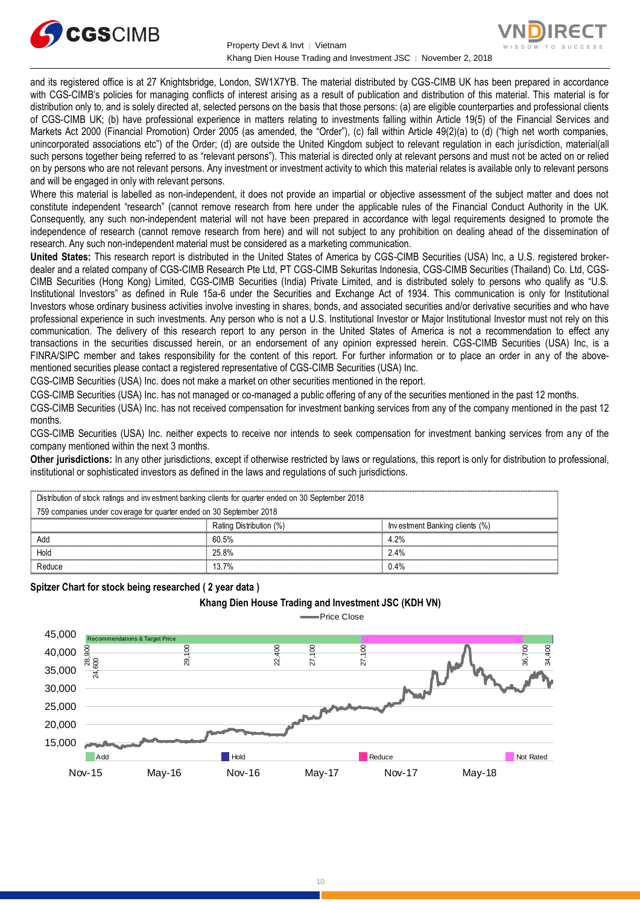and its registered office is at 27 Knightsbridge, London, SW1X7YB. The material distributed by CGS-CIMB UK has been prepared in accordance with CGS-CIMB's policies for managing conflicts of interest arising as a result of publication and distribution of this material. This material is for distribution only to, and is solely directed at, selected persons on the basis that those persons: (a) are eligible counterparties and professional clients of CGS-CIMB UK; (b) have professional experience in matters relating to investments falling within Article 19(5) of the Financial Services and Markets Act 2000 (Financial Promotion) Order 2005 (as amended, the "Order"), (c) fall within Article 49(2)(a) to (d) ("high net worth companies, unincorporated associations etc") of the Order; (d) are outside the United Kingdom subject to relevant regulation in each jurisdiction, material(all such persons together being referred to as "relevant persons"). This material is directed only at relevant persons and must not be acted on or relied on by persons who are not relevant persons. Any investment or investment activity to which this material relates is available only to relevant persons and will be engaged in only with relevant persons.

Where this material is labelled as non-independent, it does not provide an impartial or objective assessment of the subject matter and does not constitute independent "research" (cannot remove research from here under the applicable rules of the Financial Conduct Authority in the UK. Consequently, any such non-independent material will not have been prepared in accordance with legal requirements designed to promote the independence of research (cannot remove research from here) and will not subject to any prohibition on dealing ahead of the dissemination of research. Any such non-independent material must be considered as a marketing communication.

**United States:** This research report is distributed in the United States of America by CGS-CIMB Securities (USA) Inc, a U.S. registered broker-dealer and a related company of CGS-CIMB Research Pte Ltd, PT CGS-CIMB Sekuritas Indonesia, CGS-CIMB Securities (Thailand) Co. Ltd, CGS-CIMB Securities (Hong Kong) Limited, CGS-CIMB Securities (India) Private Limited, and is distributed solely to persons who qualify as "U.S. Institutional Investors" as defined in Rule 15a-6 under the Securities and Exchange Act of 1934. This communication is only for Institutional Investors whose ordinary business activities involve investing in shares, bonds, and associated securities and/or derivative securities and who have professional experience in such investments. Any person who is not a U.S. Institutional Investor or Major Institutional Investor must not rely on this communication. The delivery of this research report to any person in the United States of America is not a recommendation to effect any transactions in the securities discussed herein, or an endorsement of any opinion expressed herein. CGS-CIMB Securities (USA) Inc, is a FINRA/SIPC member and takes responsibility for the content of this report. For further information or to place an order in any of the above-mentioned securities please contact a registered representative of CGS-CIMB Securities (USA) Inc.

CGS-CIMB Securities (USA) Inc. does not make a market on other securities mentioned in the report.

CGS-CIMB Securities (USA) Inc. has not managed or co-managed a public offering of any of the securities mentioned in the past 12 months.

CGS-CIMB Securities (USA) Inc. has not received compensation for investment banking services from any of the company mentioned in the past 12 months.

CGS-CIMB Securities (USA) Inc. neither expects to receive nor intends to seek compensation for investment banking services from any of the company mentioned within the next 3 months.

**Other jurisdictions:** In any other jurisdictions, except if otherwise restricted by laws or regulations, this report is only for distribution to professional, institutional or sophisticated investors as defined in the laws and regulations of such jurisdictions.

Distribution of stock ratings and investment banking clients for quarter ended on 30 September 2018

759 companies under coverage for quarter ended on 30 September 2018

| | Rating Distribution (%) | Investment Banking clients (%) |
|---|---|---|
| Add | 60.5% | 4.2% |
| Hold | 25.8% | 2.4% |
| Reduce | 13.7% | 0.4% |

**Spitzer Chart for stock being researched ( 2 year data )**

**Khang Dien House Trading and Investment JSC (KDH VN)**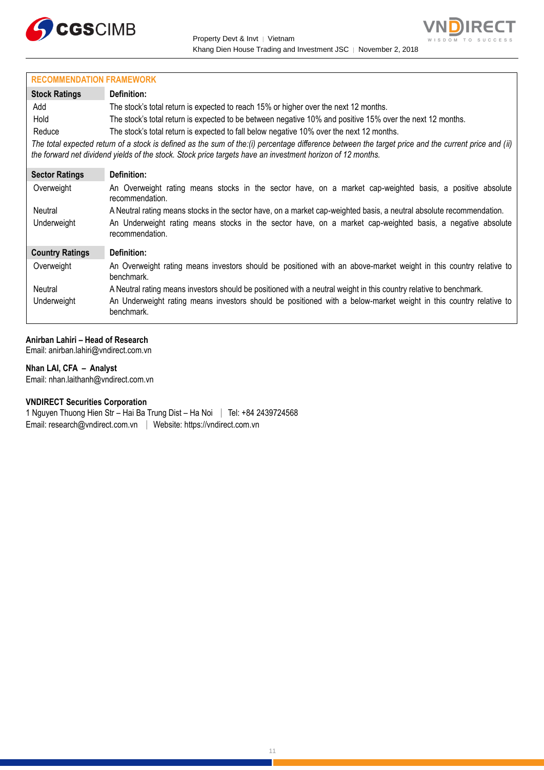## RECOMMENDATION FRAMEWORK

| Stock Ratings | Definition: |
|---|---|
| Add | The stock's total return is expected to reach 15% or higher over the next 12 months. |
| Hold | The stock's total return is expected to be between negative 10% and positive 15% over the next 12 months. |
| Reduce | The stock's total return is expected to fall below negative 10% over the next 12 months. |

*The total expected return of a stock is defined as the sum of the:(i) percentage difference between the target price and the current price and (ii) the forward net dividend yields of the stock. Stock price targets have an investment horizon of 12 months.*

| Sector Ratings | Definition: |
|---|---|
| Overweight | An Overweight rating means stocks in the sector have, on a market cap-weighted basis, a positive absolute recommendation. |
| Neutral | A Neutral rating means stocks in the sector have, on a market cap-weighted basis, a neutral absolute recommendation. |
| Underweight | An Underweight rating means stocks in the sector have, on a market cap-weighted basis, a negative absolute recommendation. |

| Country Ratings | Definition: |
|---|---|
| Overweight | An Overweight rating means investors should be positioned with an above-market weight in this country relative to benchmark. |
| Neutral | A Neutral rating means investors should be positioned with a neutral weight in this country relative to benchmark. |
| Underweight | An Underweight rating means investors should be positioned with a below-market weight in this country relative to benchmark. |

**Anirban Lahiri – Head of Research**
Email: anirban.lahiri@vndirect.com.vn

**Nhan LAI, CFA – Analyst**
Email: nhan.laithanh@vndirect.com.vn

**VNDIRECT Securities Corporation**
1 Nguyen Thuong Hien Str – Hai Ba Trung Dist – Ha Noi | Tel: +84 2439724568
Email: research@vndirect.com.vn | Website: https://vndirect.com.vn